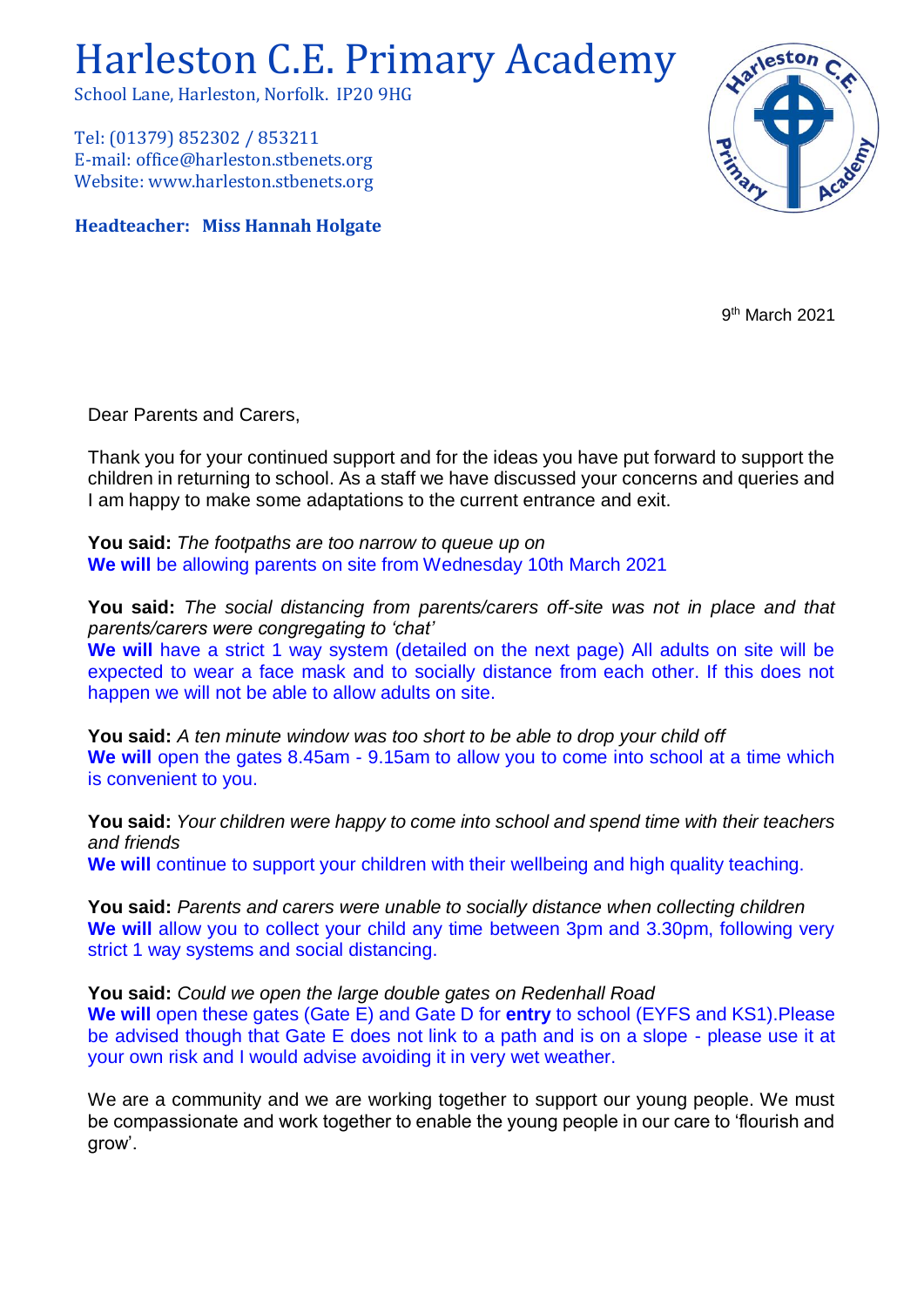# Harleston C.E. Primary Academy

School Lane, Harleston, Norfolk. IP20 9HG

Tel: (01379) 852302 / 853211
E-mail: office@harleston.stbenets.org
Website: www.harleston.stbenets.org

**Headteacher: Miss Hannah Holgate**

9th March 2021

Dear Parents and Carers,

Thank you for your continued support and for the ideas you have put forward to support the children in returning to school. As a staff we have discussed your concerns and queries and I am happy to make some adaptations to the current entrance and exit.

**You said:** *The footpaths are too narrow to queue up on*
**We will** be allowing parents on site from Wednesday 10th March 2021

**You said:** *The social distancing from parents/carers off-site was not in place and that parents/carers were congregating to 'chat'*
**We will** have a strict 1 way system (detailed on the next page) All adults on site will be expected to wear a face mask and to socially distance from each other. If this does not happen we will not be able to allow adults on site.

**You said:** *A ten minute window was too short to be able to drop your child off*
**We will** open the gates 8.45am - 9.15am to allow you to come into school at a time which is convenient to you.

**You said:** *Your children were happy to come into school and spend time with their teachers and friends*
**We will** continue to support your children with their wellbeing and high quality teaching.

**You said:** *Parents and carers were unable to socially distance when collecting children*
**We will** allow you to collect your child any time between 3pm and 3.30pm, following very strict 1 way systems and social distancing.

**You said:** *Could we open the large double gates on Redenhall Road*
**We will** open these gates (Gate E) and Gate D for **entry** to school (EYFS and KS1).Please be advised though that Gate E does not link to a path and is on a slope - please use it at your own risk and I would advise avoiding it in very wet weather.

We are a community and we are working together to support our young people. We must be compassionate and work together to enable the young people in our care to 'flourish and grow'.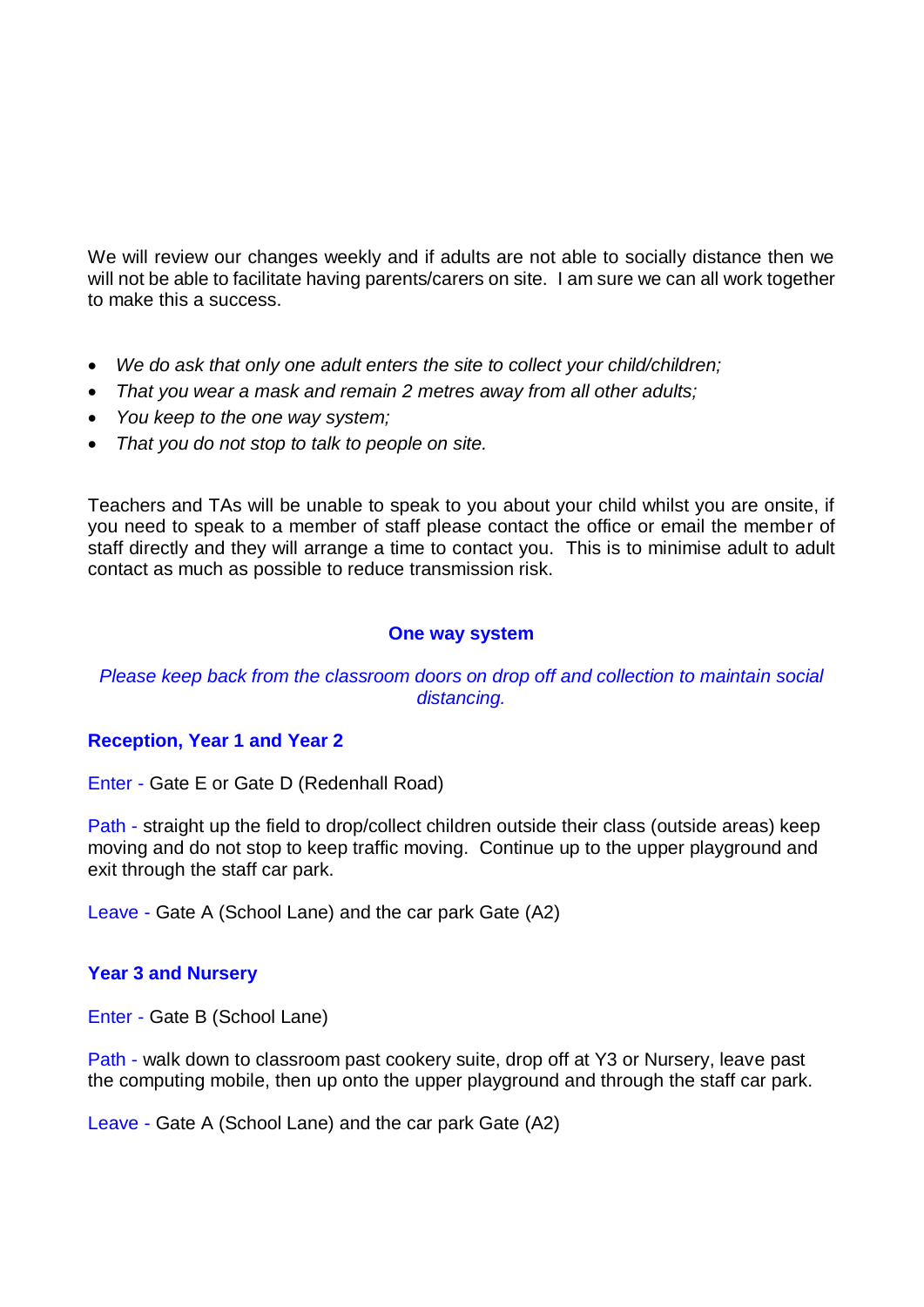We will review our changes weekly and if adults are not able to socially distance then we will not be able to facilitate having parents/carers on site. I am sure we can all work together to make this a success.

- *We do ask that only one adult enters the site to collect your child/children;*
- *That you wear a mask and remain 2 metres away from all other adults;*
- *You keep to the one way system;*
- *That you do not stop to talk to people on site.*

Teachers and TAs will be unable to speak to you about your child whilst you are onsite, if you need to speak to a member of staff please contact the office or email the member of staff directly and they will arrange a time to contact you. This is to minimise adult to adult contact as much as possible to reduce transmission risk.

## One way system

*Please keep back from the classroom doors on drop off and collection to maintain social distancing.*

### Reception, Year 1 and Year 2

Enter - Gate E or Gate D (Redenhall Road)

Path - straight up the field to drop/collect children outside their class (outside areas) keep moving and do not stop to keep traffic moving. Continue up to the upper playground and exit through the staff car park.

Leave - Gate A (School Lane) and the car park Gate (A2)

### Year 3 and Nursery

Enter - Gate B (School Lane)

Path - walk down to classroom past cookery suite, drop off at Y3 or Nursery, leave past the computing mobile, then up onto the upper playground and through the staff car park.

Leave - Gate A (School Lane) and the car park Gate (A2)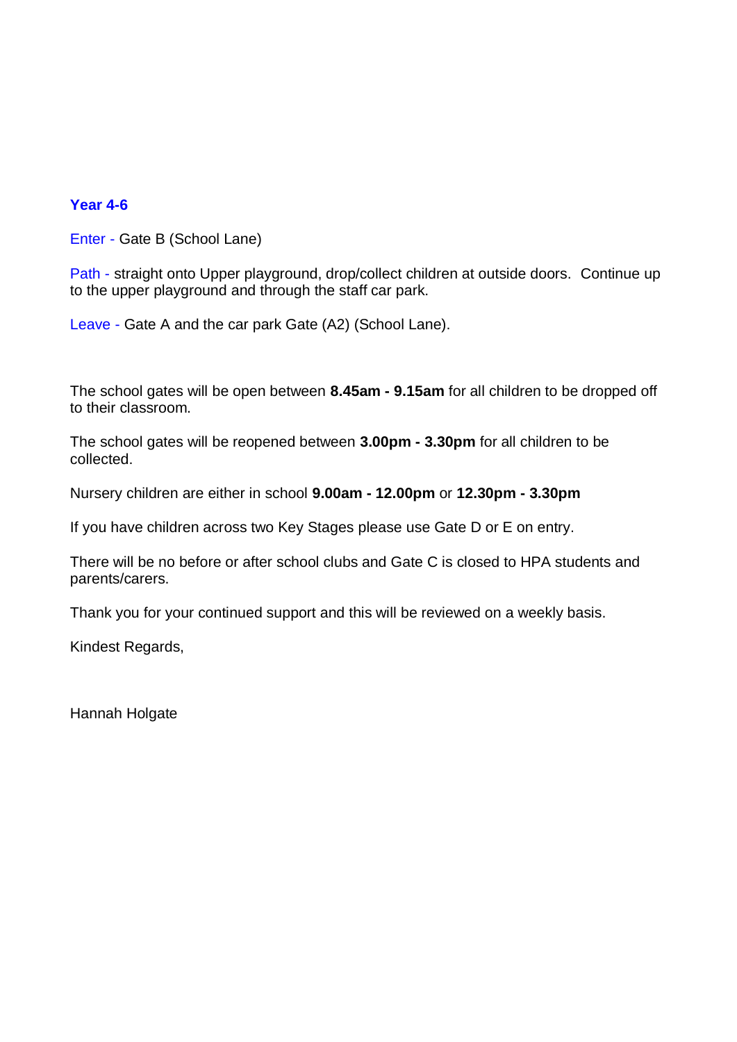**Year 4-6**

Enter - Gate B (School Lane)

Path - straight onto Upper playground, drop/collect children at outside doors. Continue up to the upper playground and through the staff car park.

Leave - Gate A and the car park Gate (A2) (School Lane).

The school gates will be open between **8.45am - 9.15am** for all children to be dropped off to their classroom.

The school gates will be reopened between **3.00pm - 3.30pm** for all children to be collected.

Nursery children are either in school **9.00am - 12.00pm** or **12.30pm - 3.30pm**

If you have children across two Key Stages please use Gate D or E on entry.

There will be no before or after school clubs and Gate C is closed to HPA students and parents/carers.

Thank you for your continued support and this will be reviewed on a weekly basis.

Kindest Regards,

Hannah Holgate